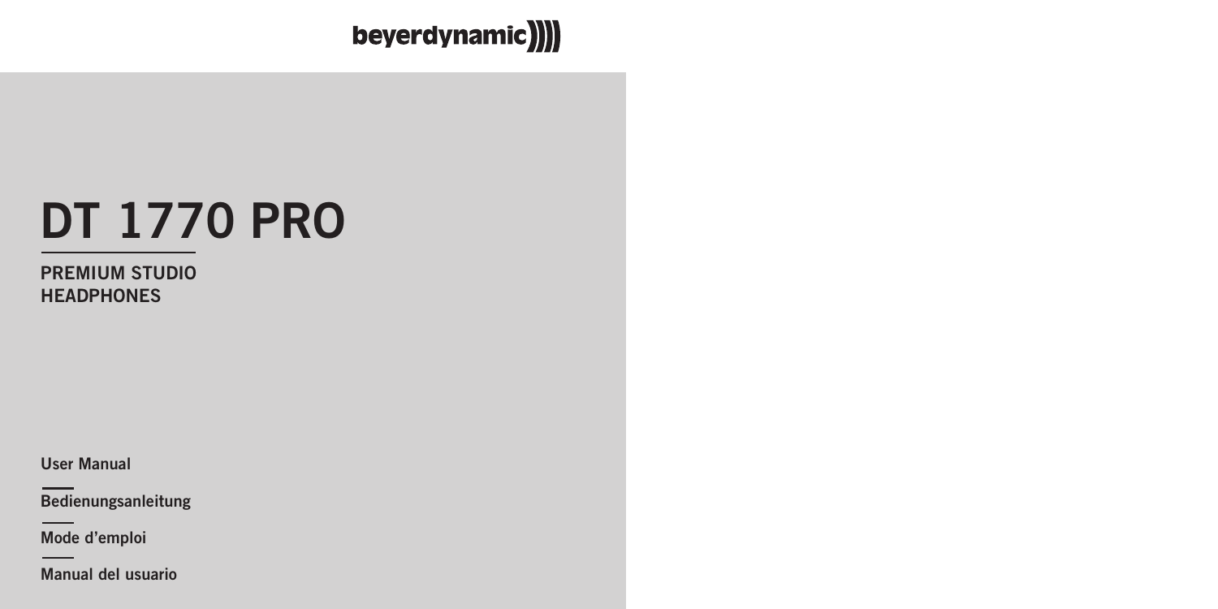beyerdynamic

# DT 1770 PRO

## PREMIUM STUDIO HEADPHONES

User Manual

Bedienungsanleitung

Mode d'emploi

Manual del usuario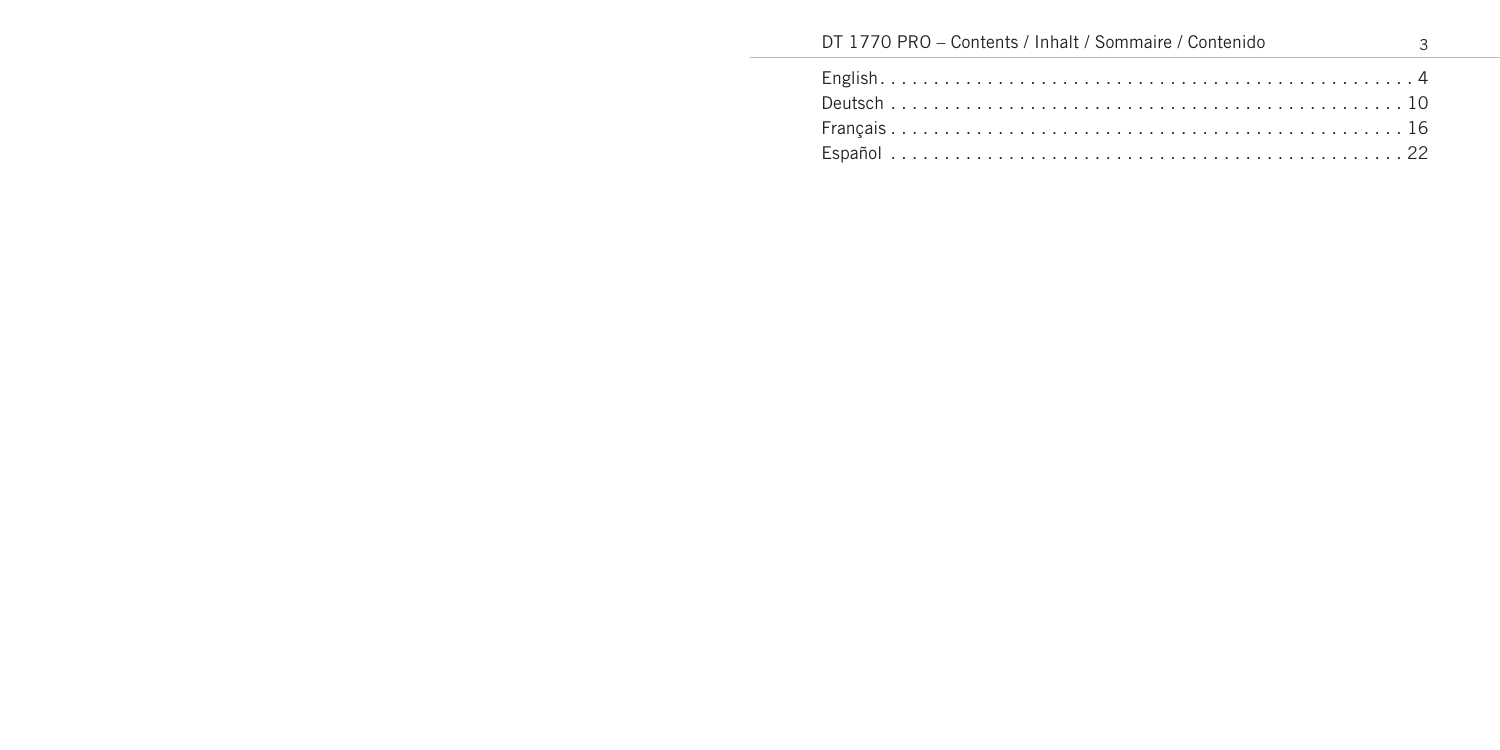# DT 1770 PRO – Contents / Inhalt / Sommaire / Contenido

English . . . . . . . . . . . . . . . . . . . . . . . . . . . . . . . . . . . . . . . . . . . . . . . 4

Deutsch . . . . . . . . . . . . . . . . . . . . . . . . . . . . . . . . . . . . . . . . . . . . . . 10

Français . . . . . . . . . . . . . . . . . . . . . . . . . . . . . . . . . . . . . . . . . . . . . . 16

Español . . . . . . . . . . . . . . . . . . . . . . . . . . . . . . . . . . . . . . . . . . . . . . 22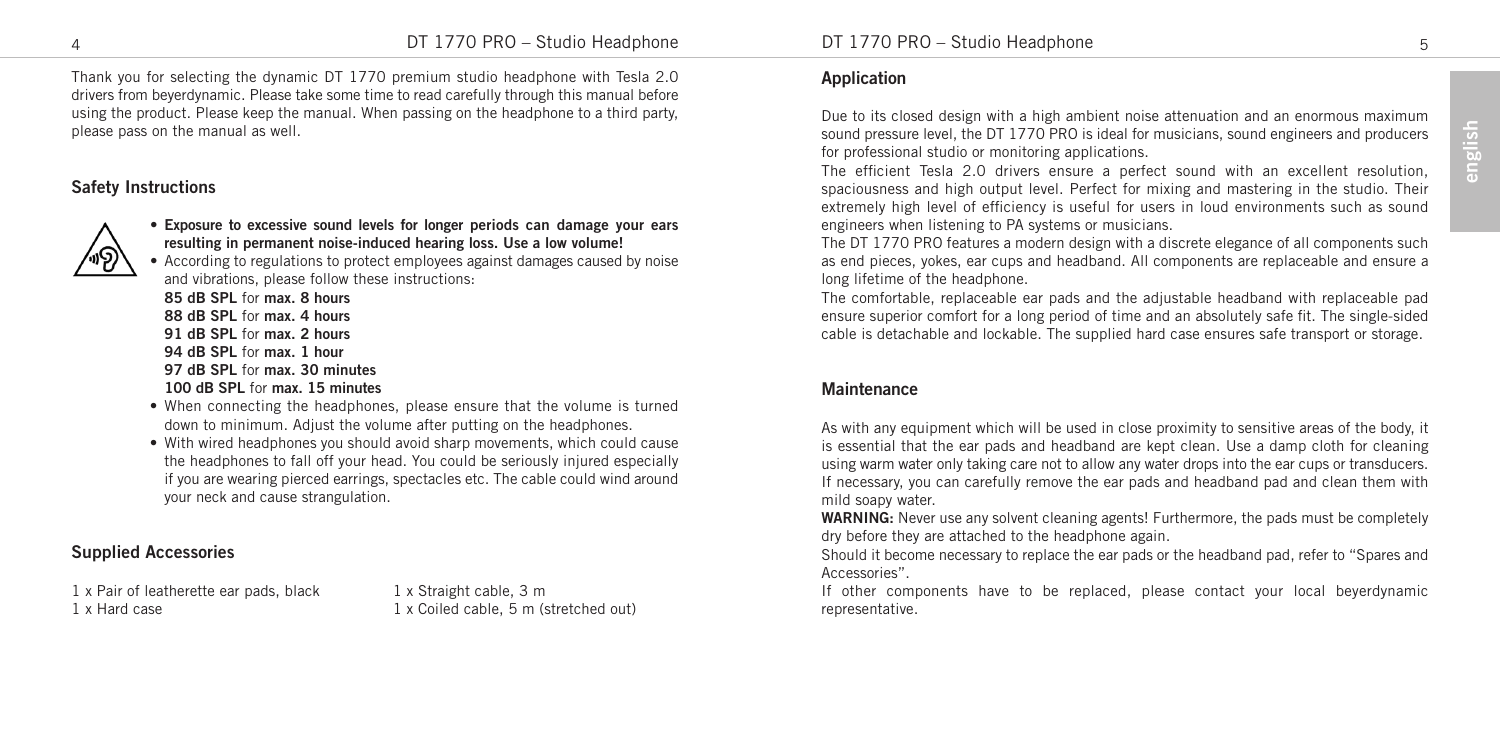Thank you for selecting the dynamic DT 1770 premium studio headphone with Tesla 2.0 drivers from beyerdynamic. Please take some time to read carefully through this manual before using the product. Please keep the manual. When passing on the headphone to a third party, please pass on the manual as well.

## Safety Instructions

- **Exposure to excessive sound levels for longer periods can damage your ears resulting in permanent noise-induced hearing loss. Use a low volume!**
- According to regulations to protect employees against damages caused by noise and vibrations, please follow these instructions:
  **85 dB SPL** for **max. 8 hours**
  **88 dB SPL** for **max. 4 hours**
  **91 dB SPL** for **max. 2 hours**
  **94 dB SPL** for **max. 1 hour**
  **97 dB SPL** for **max. 30 minutes**
  **100 dB SPL** for **max. 15 minutes**
- When connecting the headphones, please ensure that the volume is turned down to minimum. Adjust the volume after putting on the headphones.
- With wired headphones you should avoid sharp movements, which could cause the headphones to fall off your head. You could be seriously injured especially if you are wearing pierced earrings, spectacles etc. The cable could wind around your neck and cause strangulation.

## Supplied Accessories

1 x Pair of leatherette ear pads, black
1 x Hard case
1 x Straight cable, 3 m
1 x Coiled cable, 5 m (stretched out)

## Application

Due to its closed design with a high ambient noise attenuation and an enormous maximum sound pressure level, the DT 1770 PRO is ideal for musicians, sound engineers and producers for professional studio or monitoring applications.

The efficient Tesla 2.0 drivers ensure a perfect sound with an excellent resolution, spaciousness and high output level. Perfect for mixing and mastering in the studio. Their extremely high level of efficiency is useful for users in loud environments such as sound engineers when listening to PA systems or musicians.

The DT 1770 PRO features a modern design with a discrete elegance of all components such as end pieces, yokes, ear cups and headband. All components are replaceable and ensure a long lifetime of the headphone.

The comfortable, replaceable ear pads and the adjustable headband with replaceable pad ensure superior comfort for a long period of time and an absolutely safe fit. The single-sided cable is detachable and lockable. The supplied hard case ensures safe transport or storage.

## Maintenance

As with any equipment which will be used in close proximity to sensitive areas of the body, it is essential that the ear pads and headband are kept clean. Use a damp cloth for cleaning using warm water only taking care not to allow any water drops into the ear cups or transducers. If necessary, you can carefully remove the ear pads and headband pad and clean them with mild soapy water.

**WARNING:** Never use any solvent cleaning agents! Furthermore, the pads must be completely dry before they are attached to the headphone again.

Should it become necessary to replace the ear pads or the headband pad, refer to "Spares and Accessories".

If other components have to be replaced, please contact your local beyerdynamic representative.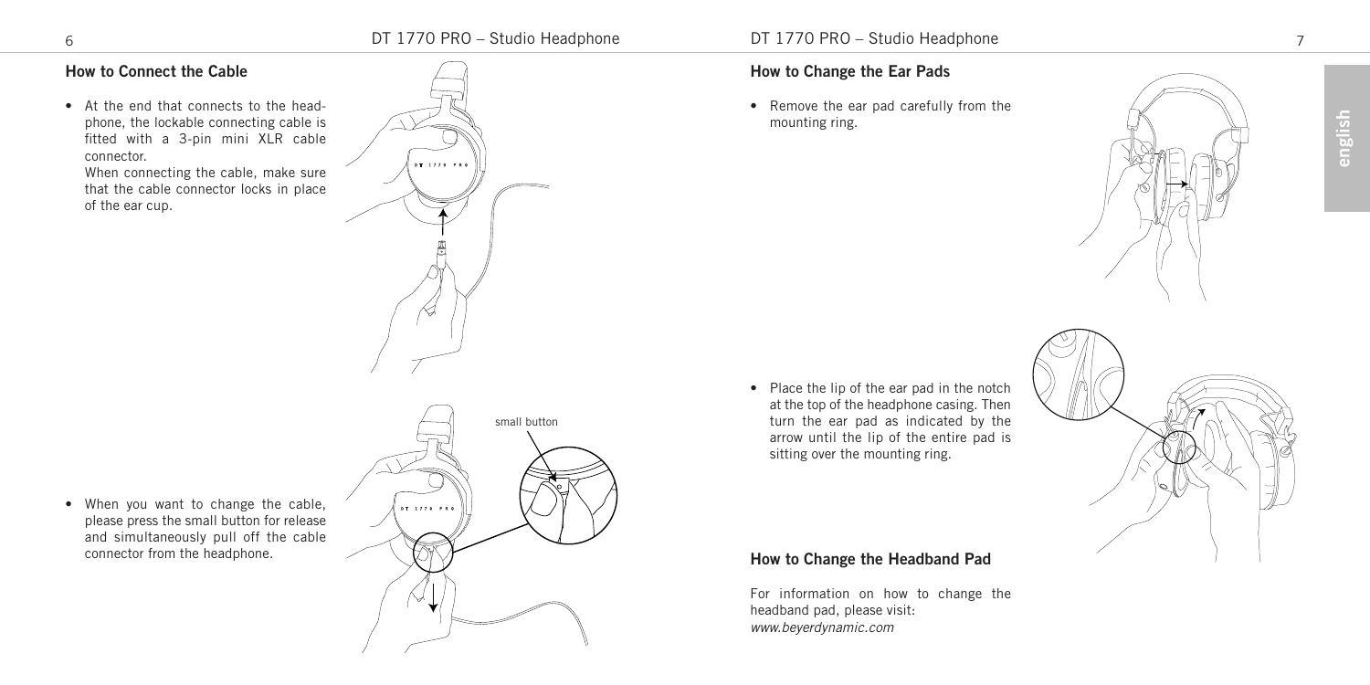## How to Connect the Cable

- At the end that connects to the headphone, the lockable connecting cable is fitted with a 3-pin mini XLR cable connector.
  When connecting the cable, make sure that the cable connector locks in place of the ear cup.

- When you want to change the cable, please press the small button for release and simultaneously pull off the cable connector from the headphone.

## How to Change the Ear Pads

- Remove the ear pad carefully from the mounting ring.

- Place the lip of the ear pad in the notch at the top of the headphone casing. Then turn the ear pad as indicated by the arrow until the lip of the entire pad is sitting over the mounting ring.

## How to Change the Headband Pad

For information on how to change the headband pad, please visit:
*www.beyerdynamic.com*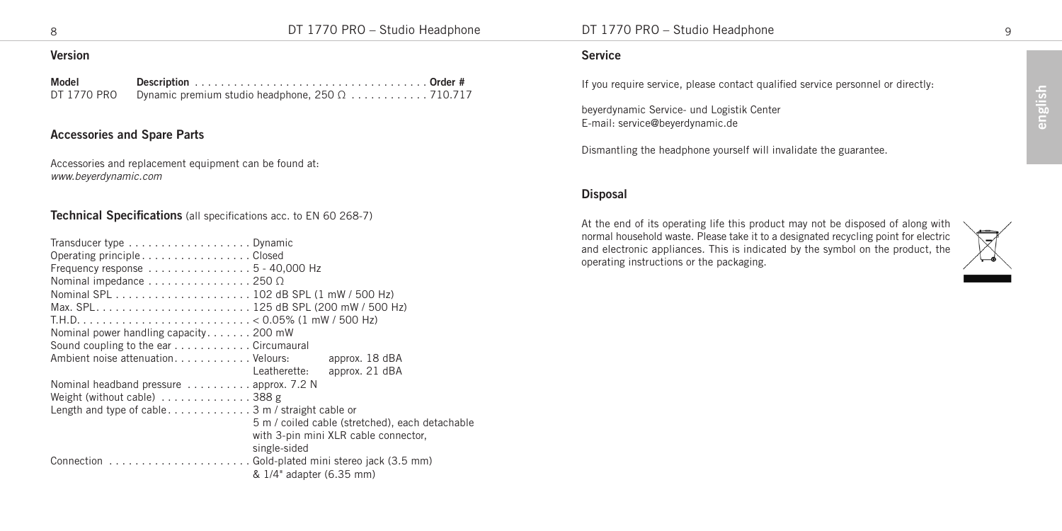## Version

| Model | Description | Order # |
|---|---|---|
| DT 1770 PRO | Dynamic premium studio headphone, 250 Ω | 710.717 |

## Accessories and Spare Parts

Accessories and replacement equipment can be found at:
*www.beyerdynamic.com*

## Technical Specifications (all specifications acc. to EN 60 268-7)

| | |
|---|---|
| Transducer type | Dynamic |
| Operating principle | Closed |
| Frequency response | 5 - 40,000 Hz |
| Nominal impedance | 250 Ω |
| Nominal SPL | 102 dB SPL (1 mW / 500 Hz) |
| Max. SPL | 125 dB SPL (200 mW / 500 Hz) |
| T.H.D. | < 0.05% (1 mW / 500 Hz) |
| Nominal power handling capacity | 200 mW |
| Sound coupling to the ear | Circumaural |
| Ambient noise attenuation | Velours: approx. 18 dBA<br>Leatherette: approx. 21 dBA |
| Nominal headband pressure | approx. 7.2 N |
| Weight (without cable) | 388 g |
| Length and type of cable | 3 m / straight cable or 5 m / coiled cable (stretched), each detachable with 3-pin mini XLR cable connector, single-sided |
| Connection | Gold-plated mini stereo jack (3.5 mm) & 1/4" adapter (6.35 mm) |

## Service

If you require service, please contact qualified service personnel or directly:

beyerdynamic Service- und Logistik Center
E-mail: service@beyerdynamic.de

Dismantling the headphone yourself will invalidate the guarantee.

## Disposal

At the end of its operating life this product may not be disposed of along with normal household waste. Please take it to a designated recycling point for electric and electronic appliances. This is indicated by the symbol on the product, the operating instructions or the packaging.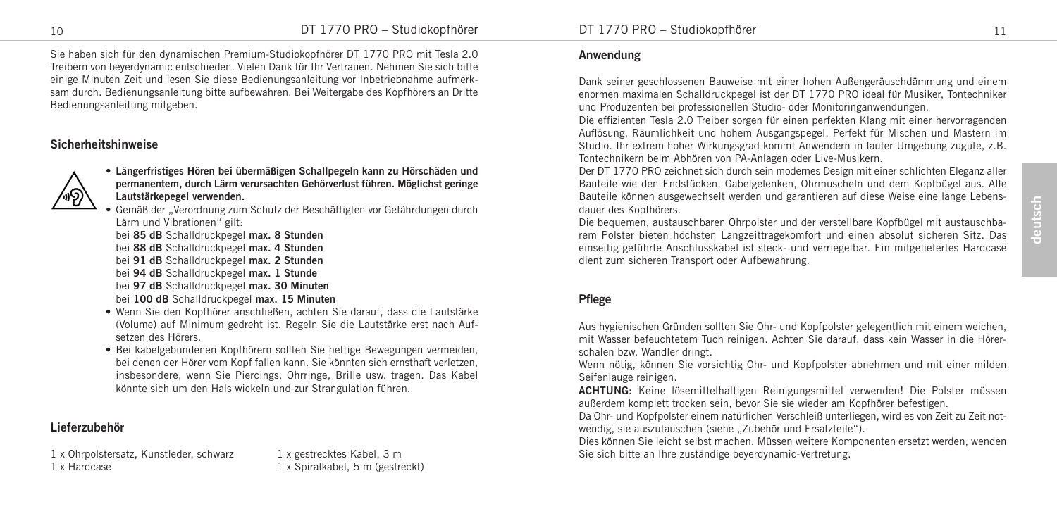Sie haben sich für den dynamischen Premium-Studiokopfhörer DT 1770 PRO mit Tesla 2.0 Treibern von beyerdynamic entschieden. Vielen Dank für Ihr Vertrauen. Nehmen Sie sich bitte einige Minuten Zeit und lesen Sie diese Bedienungsanleitung vor Inbetriebnahme aufmerksam durch. Bedienungsanleitung bitte aufbewahren. Bei Weitergabe des Kopfhörers an Dritte Bedienungsanleitung mitgeben.

## Sicherheitshinweise

- **Längerfristiges Hören bei übermäßigen Schallpegeln kann zu Hörschäden und permanentem, durch Lärm verursachten Gehörverlust führen. Möglichst geringe Lautstärkepegel verwenden.**
- Gemäß der „Verordnung zum Schutz der Beschäftigten vor Gefährdungen durch Lärm und Vibrationen" gilt:
  bei **85 dB** Schalldruckpegel **max. 8 Stunden**
  bei **88 dB** Schalldruckpegel **max. 4 Stunden**
  bei **91 dB** Schalldruckpegel **max. 2 Stunden**
  bei **94 dB** Schalldruckpegel **max. 1 Stunde**
  bei **97 dB** Schalldruckpegel **max. 30 Minuten**
  bei **100 dB** Schalldruckpegel **max. 15 Minuten**
- Wenn Sie den Kopfhörer anschließen, achten Sie darauf, dass die Lautstärke (Volume) auf Minimum gedreht ist. Regeln Sie die Lautstärke erst nach Aufsetzen des Hörers.
- Bei kabelgebundenen Kopfhörern sollten Sie heftige Bewegungen vermeiden, bei denen der Hörer vom Kopf fallen kann. Sie könnten sich ernsthaft verletzen, insbesondere, wenn Sie Piercings, Ohrringe, Brille usw. tragen. Das Kabel könnte sich um den Hals wickeln und zur Strangulation führen.

## Lieferzubehör

1 x Ohrpolstersatz, Kunstleder, schwarz
1 x Hardcase
1 x gestrecktes Kabel, 3 m
1 x Spiralkabel, 5 m (gestreckt)

## Anwendung

Dank seiner geschlossenen Bauweise mit einer hohen Außengeräuschdämmung und einem enormen maximalen Schalldruckpegel ist der DT 1770 PRO ideal für Musiker, Tontechniker und Produzenten bei professionellen Studio- oder Monitoringanwendungen.

Die effizienten Tesla 2.0 Treiber sorgen für einen perfekten Klang mit einer hervorragenden Auflösung, Räumlichkeit und hohem Ausgangspegel. Perfekt für Mischen und Mastern im Studio. Ihr extrem hoher Wirkungsgrad kommt Anwendern in lauter Umgebung zugute, z.B. Tontechnikern beim Abhören von PA-Anlagen oder Live-Musikern.

Der DT 1770 PRO zeichnet sich durch sein modernes Design mit einer schlichten Eleganz aller Bauteile wie den Endstücken, Gabelgelenken, Ohrmuscheln und dem Kopfbügel aus. Alle Bauteile können ausgewechselt werden und garantieren auf diese Weise eine lange Lebensdauer des Kopfhörers.

Die bequemen, austauschbaren Ohrpolster und der verstellbare Kopfbügel mit austauschbarem Polster bieten höchsten Langzeittragekomfort und einen absolut sicheren Sitz. Das einseitig geführte Anschlusskabel ist steck- und verriegelbar. Ein mitgeliefertes Hardcase dient zum sicheren Transport oder Aufbewahrung.

## Pflege

Aus hygienischen Gründen sollten Sie Ohr- und Kopfpolster gelegentlich mit einem weichen, mit Wasser befeuchtetem Tuch reinigen. Achten Sie darauf, dass kein Wasser in die Hörerschalen bzw. Wandler dringt.

Wenn nötig, können Sie vorsichtig Ohr- und Kopfpolster abnehmen und mit einer milden Seifenlauge reinigen.

**ACHTUNG:** Keine lösemittelhaltigen Reinigungsmittel verwenden! Die Polster müssen außerdem komplett trocken sein, bevor Sie sie wieder am Kopfhörer befestigen.

Da Ohr- und Kopfpolster einem natürlichen Verschleiß unterliegen, wird es von Zeit zu Zeit notwendig, sie auszutauschen (siehe „Zubehör und Ersatzteile").

Dies können Sie leicht selbst machen. Müssen weitere Komponenten ersetzt werden, wenden Sie sich bitte an Ihre zuständige beyerdynamic-Vertretung.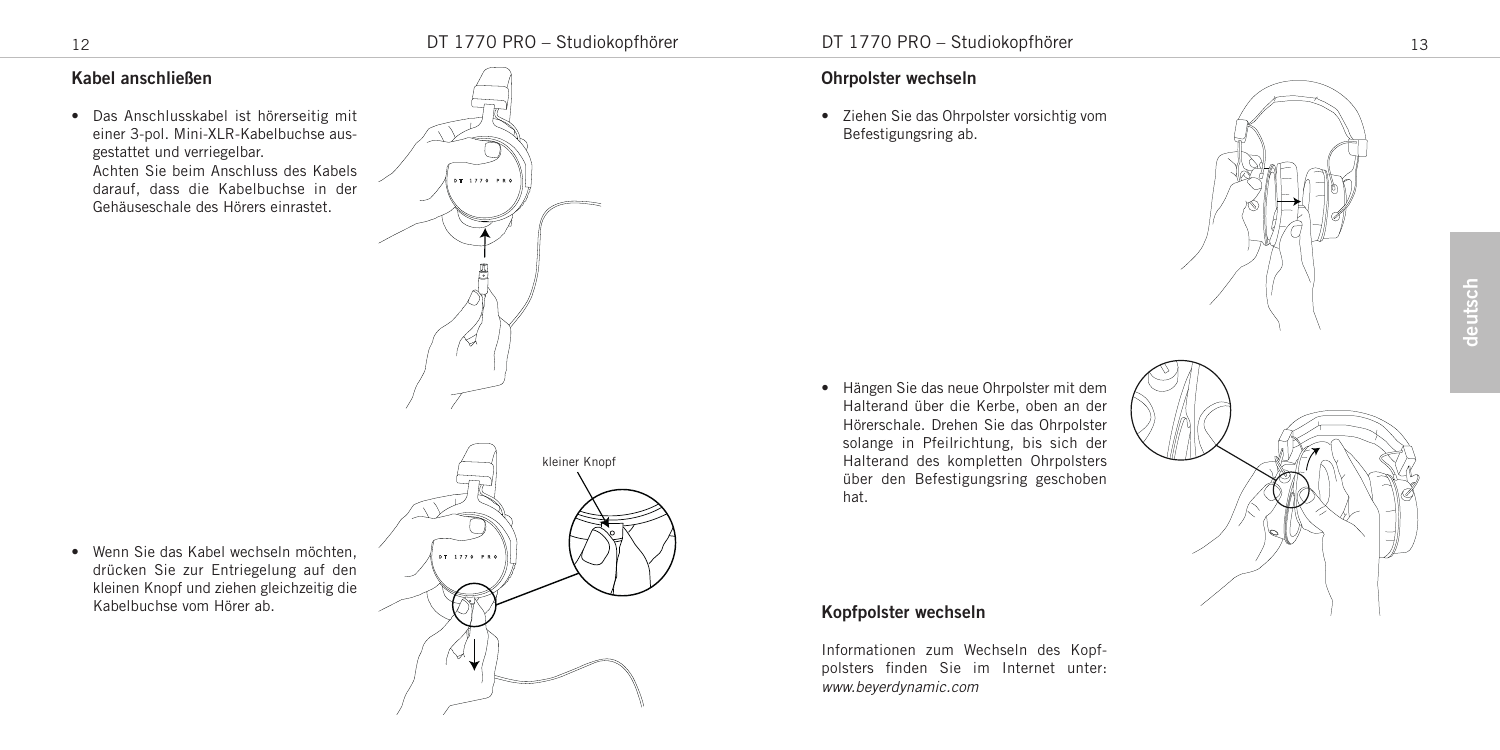## Kabel anschließen

- Das Anschlusskabel ist hörerseitig mit einer 3-pol. Mini-XLR-Kabelbuchse ausgestattet und verriegelbar.
  Achten Sie beim Anschluss des Kabels darauf, dass die Kabelbuchse in der Gehäuseschale des Hörers einrastet.

- Wenn Sie das Kabel wechseln möchten, drücken Sie zur Entriegelung auf den kleinen Knopf und ziehen gleichzeitig die Kabelbuchse vom Hörer ab.

## Ohrpolster wechseln

- Ziehen Sie das Ohrpolster vorsichtig vom Befestigungsring ab.

- Hängen Sie das neue Ohrpolster mit dem Halterand über die Kerbe, oben an der Hörerschale. Drehen Sie das Ohrpolster solange in Pfeilrichtung, bis sich der Halterand des kompletten Ohrpolsters über den Befestigungsring geschoben hat.

## Kopfpolster wechseln

Informationen zum Wechseln des Kopfpolsters finden Sie im Internet unter: *www.beyerdynamic.com*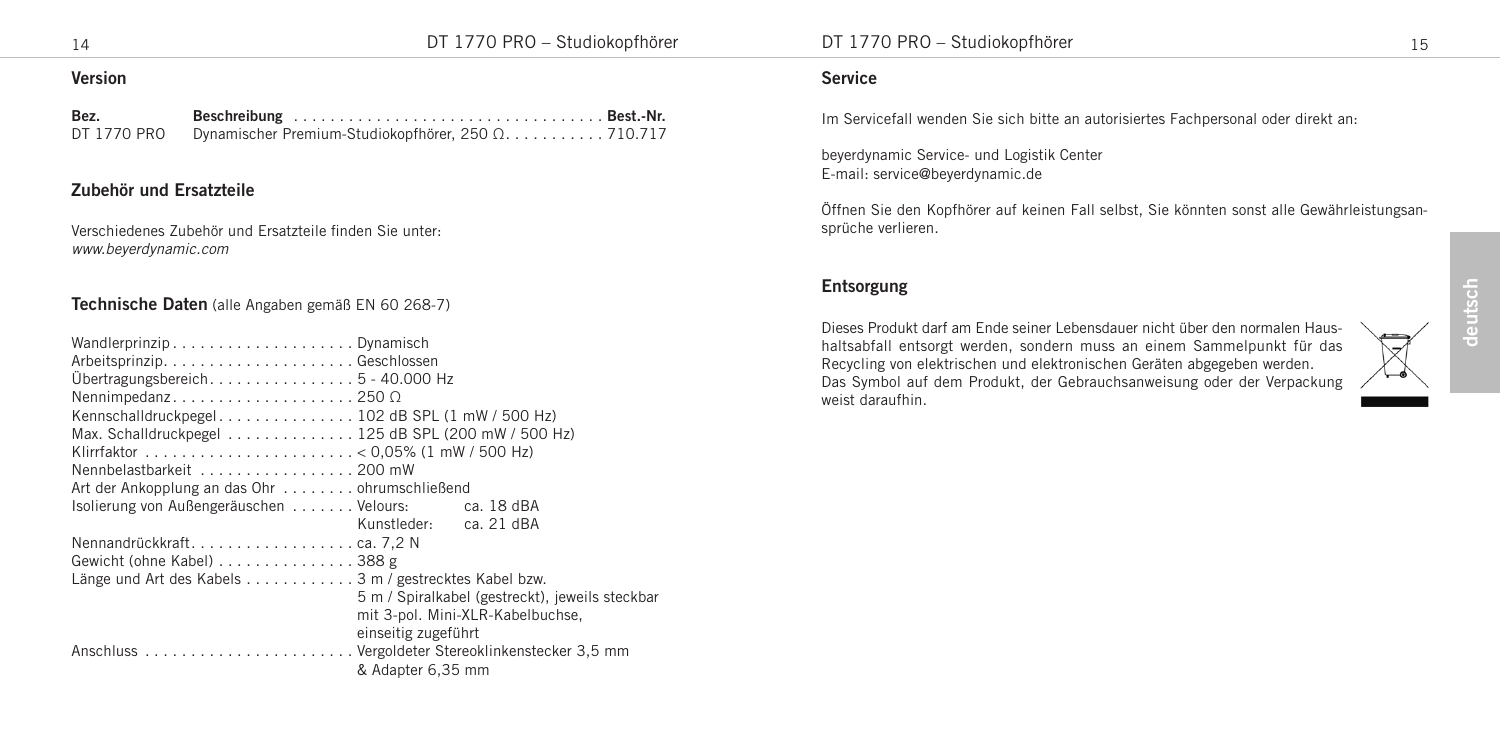## Version

| Bez. | Beschreibung | Best.-Nr. |
|---|---|---|
| DT 1770 PRO | Dynamischer Premium-Studiokopfhörer, 250 Ω | 710.717 |

## Zubehör und Ersatzteile

Verschiedenes Zubehör und Ersatzteile finden Sie unter:
*www.beyerdynamic.com*

## Technische Daten (alle Angaben gemäß EN 60 268-7)

| | |
|---|---|
| Wandlerprinzip | Dynamisch |
| Arbeitsprinzip | Geschlossen |
| Übertragungsbereich | 5 - 40.000 Hz |
| Nennimpedanz | 250 Ω |
| Kennschalldruckpegel | 102 dB SPL (1 mW / 500 Hz) |
| Max. Schalldruckpegel | 125 dB SPL (200 mW / 500 Hz) |
| Klirrfaktor | < 0,05% (1 mW / 500 Hz) |
| Nennbelastbarkeit | 200 mW |
| Art der Ankopplung an das Ohr | ohrumschließend |
| Isolierung von Außengeräuschen | Velours: ca. 18 dBA<br>Kunstleder: ca. 21 dBA |
| Nennandrückkraft | ca. 7,2 N |
| Gewicht (ohne Kabel) | 388 g |
| Länge und Art des Kabels | 3 m / gestrecktes Kabel bzw. 5 m / Spiralkabel (gestreckt), jeweils steckbar mit 3-pol. Mini-XLR-Kabelbuchse, einseitig zugeführt |
| Anschluss | Vergoldeter Stereoklinkenstecker 3,5 mm & Adapter 6,35 mm |

## Service

Im Servicefall wenden Sie sich bitte an autorisiertes Fachpersonal oder direkt an:

beyerdynamic Service- und Logistik Center
E-mail: service@beyerdynamic.de

Öffnen Sie den Kopfhörer auf keinen Fall selbst, Sie könnten sonst alle Gewährleistungsansprüche verlieren.

## Entsorgung

Dieses Produkt darf am Ende seiner Lebensdauer nicht über den normalen Haushaltsabfall entsorgt werden, sondern muss an einem Sammelpunkt für das Recycling von elektrischen und elektronischen Geräten abgegeben werden. Das Symbol auf dem Produkt, der Gebrauchsanweisung oder der Verpackung weist daraufhin.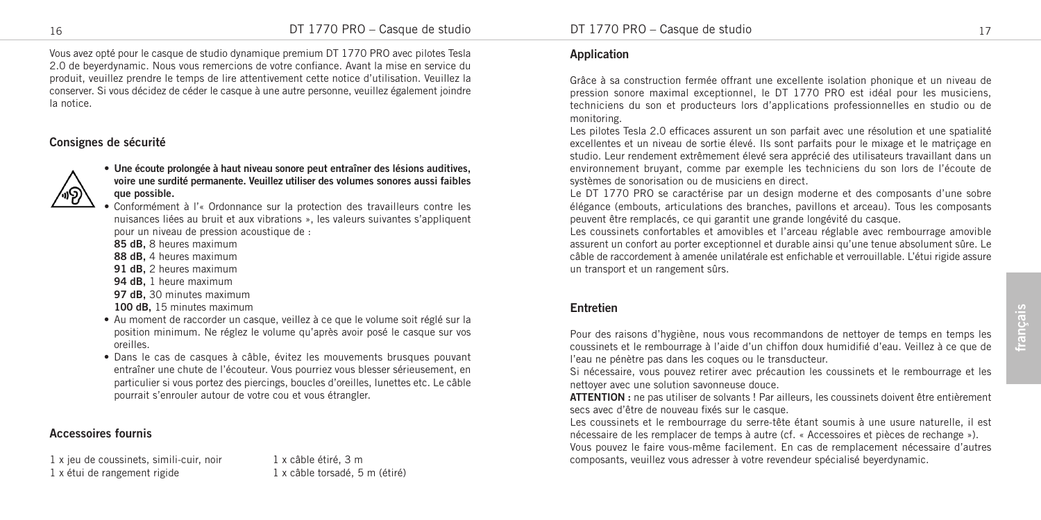Vous avez opté pour le casque de studio dynamique premium DT 1770 PRO avec pilotes Tesla 2.0 de beyerdynamic. Nous vous remercions de votre confiance. Avant la mise en service du produit, veuillez prendre le temps de lire attentivement cette notice d'utilisation. Veuillez la conserver. Si vous décidez de céder le casque à une autre personne, veuillez également joindre la notice.

## Consignes de sécurité

- **Une écoute prolongée à haut niveau sonore peut entraîner des lésions auditives, voire une surdité permanente. Veuillez utiliser des volumes sonores aussi faibles que possible.**
- Conformément à l'« Ordonnance sur la protection des travailleurs contre les nuisances liées au bruit et aux vibrations », les valeurs suivantes s'appliquent pour un niveau de pression acoustique de :
  **85 dB,** 8 heures maximum
  **88 dB,** 4 heures maximum
  **91 dB,** 2 heures maximum
  **94 dB,** 1 heure maximum
  **97 dB,** 30 minutes maximum
  **100 dB,** 15 minutes maximum
- Au moment de raccorder un casque, veillez à ce que le volume soit réglé sur la position minimum. Ne réglez le volume qu'après avoir posé le casque sur vos oreilles.
- Dans le cas de casques à câble, évitez les mouvements brusques pouvant entraîner une chute de l'écouteur. Vous pourriez vous blesser sérieusement, en particulier si vous portez des piercings, boucles d'oreilles, lunettes etc. Le câble pourrait s'enrouler autour de votre cou et vous étrangler.

## Accessoires fournis

1 x jeu de coussinets, simili-cuir, noir
1 x étui de rangement rigide
1 x câble étiré, 3 m
1 x câble torsadé, 5 m (étiré)

## Application

Grâce à sa construction fermée offrant une excellente isolation phonique et un niveau de pression sonore maximal exceptionnel, le DT 1770 PRO est idéal pour les musiciens, techniciens du son et producteurs lors d'applications professionnelles en studio ou de monitoring.

Les pilotes Tesla 2.0 efficaces assurent un son parfait avec une résolution et une spatialité excellentes et un niveau de sortie élevé. Ils sont parfaits pour le mixage et le matriçage en studio. Leur rendement extrêmement élevé sera apprécié des utilisateurs travaillant dans un environnement bruyant, comme par exemple les techniciens du son lors de l'écoute de systèmes de sonorisation ou de musiciens en direct.

Le DT 1770 PRO se caractérise par un design moderne et des composants d'une sobre élégance (embouts, articulations des branches, pavillons et arceau). Tous les composants peuvent être remplacés, ce qui garantit une grande longévité du casque.

Les coussinets confortables et amovibles et l'arceau réglable avec rembourrage amovible assurent un confort au porter exceptionnel et durable ainsi qu'une tenue absolument sûre. Le câble de raccordement à amenée unilatérale est enfichable et verrouillable. L'étui rigide assure un transport et un rangement sûrs.

## Entretien

Pour des raisons d'hygiène, nous vous recommandons de nettoyer de temps en temps les coussinets et le rembourrage à l'aide d'un chiffon doux humidifié d'eau. Veillez à ce que de l'eau ne pénètre pas dans les coques ou le transducteur.

Si nécessaire, vous pouvez retirer avec précaution les coussinets et le rembourrage et les nettoyer avec une solution savonneuse douce.

**ATTENTION :** ne pas utiliser de solvants ! Par ailleurs, les coussinets doivent être entièrement secs avec d'être de nouveau fixés sur le casque.

Les coussinets et le rembourrage du serre-tête étant soumis à une usure naturelle, il est nécessaire de les remplacer de temps à autre (cf. « Accessoires et pièces de rechange »).

Vous pouvez le faire vous-même facilement. En cas de remplacement nécessaire d'autres composants, veuillez vous adresser à votre revendeur spécialisé beyerdynamic.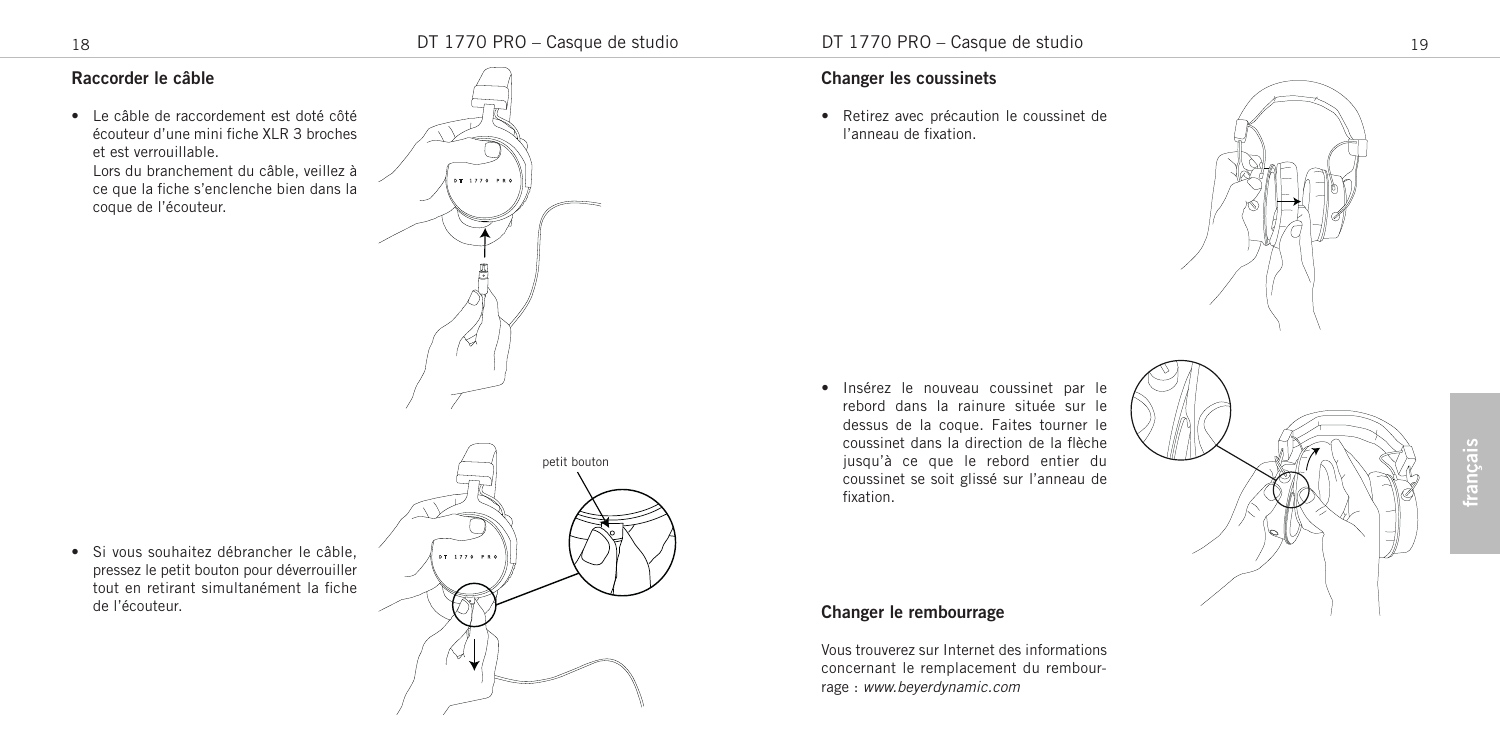## Raccorder le câble

- Le câble de raccordement est doté côté écouteur d'une mini fiche XLR 3 broches et est verrouillable.
  Lors du branchement du câble, veillez à ce que la fiche s'enclenche bien dans la coque de l'écouteur.

- Si vous souhaitez débrancher le câble, pressez le petit bouton pour déverrouiller tout en retirant simultanément la fiche de l'écouteur.

## Changer les coussinets

- Retirez avec précaution le coussinet de l'anneau de fixation.

- Insérez le nouveau coussinet par le rebord dans la rainure située sur le dessus de la coque. Faites tourner le coussinet dans la direction de la flèche jusqu'à ce que le rebord entier du coussinet se soit glissé sur l'anneau de fixation.

## Changer le rembourrage

Vous trouverez sur Internet des informations concernant le remplacement du rembourrage : *www.beyerdynamic.com*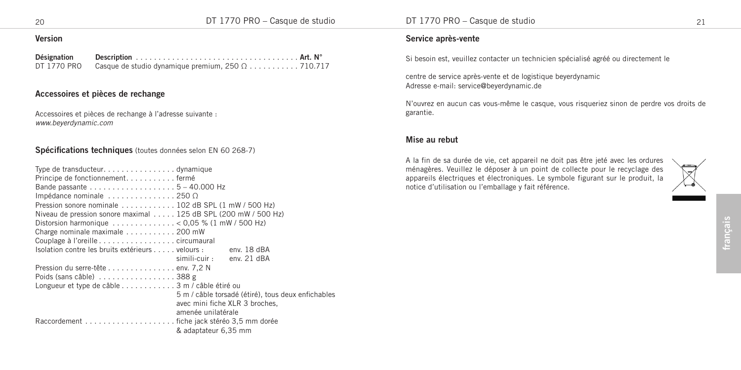## Version

| Désignation | Description | Art. N° |
| --- | --- | --- |
| DT 1770 PRO | Casque de studio dynamique premium, 250 Ω | 710.717 |

## Accessoires et pièces de rechange

Accessoires et pièces de rechange à l'adresse suivante :
*www.beyerdynamic.com*

## Spécifications techniques (toutes données selon EN 60 268-7)

| | |
| --- | --- |
| Type de transducteur | dynamique |
| Principe de fonctionnement | fermé |
| Bande passante | 5 – 40.000 Hz |
| Impédance nominale | 250 Ω |
| Pression sonore nominale | 102 dB SPL (1 mW / 500 Hz) |
| Niveau de pression sonore maximal | 125 dB SPL (200 mW / 500 Hz) |
| Distorsion harmonique | < 0,05 % (1 mW / 500 Hz) |
| Charge nominale maximale | 200 mW |
| Couplage à l'oreille | circumaural |
| Isolation contre les bruits extérieurs | velours : env. 18 dBA<br>simili-cuir : env. 21 dBA |
| Pression du serre-tête | env. 7,2 N |
| Poids (sans câble) | 388 g |
| Longueur et type de câble | 3 m / câble étiré ou 5 m / câble torsadé (étiré), tous deux enfichables avec mini fiche XLR 3 broches, amenée unilatérale |
| Raccordement | fiche jack stéréo 3,5 mm dorée & adaptateur 6,35 mm |

## Service après-vente

Si besoin est, veuillez contacter un technicien spécialisé agréé ou directement le

centre de service après-vente et de logistique beyerdynamic
Adresse e-mail: service@beyerdynamic.de

N'ouvrez en aucun cas vous-même le casque, vous risqueriez sinon de perdre vos droits de garantie.

## Mise au rebut

A la fin de sa durée de vie, cet appareil ne doit pas être jeté avec les ordures ménagères. Veuillez le déposer à un point de collecte pour le recyclage des appareils électriques et électroniques. Le symbole figurant sur le produit, la notice d'utilisation ou l'emballage y fait référence.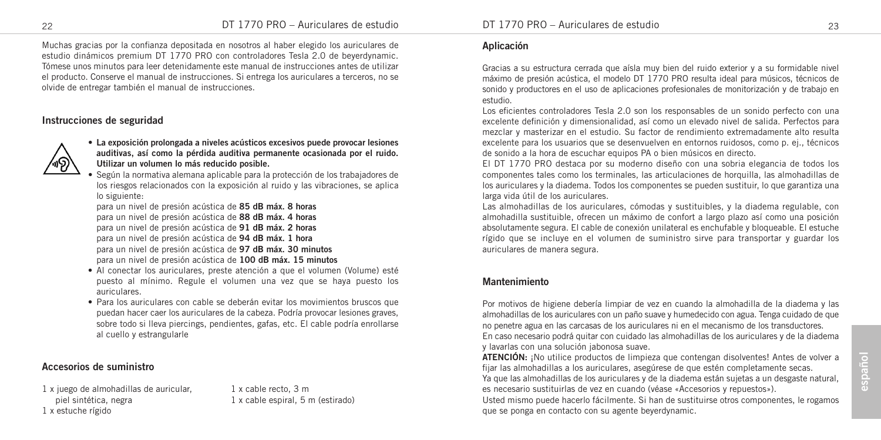Muchas gracias por la confianza depositada en nosotros al haber elegido los auriculares de estudio dinámicos premium DT 1770 PRO con controladores Tesla 2.0 de beyerdynamic. Tómese unos minutos para leer detenidamente este manual de instrucciones antes de utilizar el producto. Conserve el manual de instrucciones. Si entrega los auriculares a terceros, no se olvide de entregar también el manual de instrucciones.

## Instrucciones de seguridad

- **La exposición prolongada a niveles acústicos excesivos puede provocar lesiones auditivas, así como la pérdida auditiva permanente ocasionada por el ruido. Utilizar un volumen lo más reducido posible.**
- Según la normativa alemana aplicable para la protección de los trabajadores de los riesgos relacionados con la exposición al ruido y las vibraciones, se aplica lo siguiente:

  para un nivel de presión acústica de **85 dB máx. 8 horas**
  para un nivel de presión acústica de **88 dB máx. 4 horas**
  para un nivel de presión acústica de **91 dB máx. 2 horas**
  para un nivel de presión acústica de **94 dB máx. 1 hora**
  para un nivel de presión acústica de **97 dB máx. 30 minutos**
  para un nivel de presión acústica de **100 dB máx. 15 minutos**
- Al conectar los auriculares, preste atención a que el volumen (Volume) esté puesto al mínimo. Regule el volumen una vez que se haya puesto los auriculares.
- Para los auriculares con cable se deberán evitar los movimientos bruscos que puedan hacer caer los auriculares de la cabeza. Podría provocar lesiones graves, sobre todo si lleva piercings, pendientes, gafas, etc. El cable podría enrollarse al cuello y estrangularle

## Accesorios de suministro

1 x juego de almohadillas de auricular, piel sintética, negra
1 x estuche rígido
1 x cable recto, 3 m
1 x cable espiral, 5 m (estirado)

## Aplicación

Gracias a su estructura cerrada que aísla muy bien del ruido exterior y a su formidable nivel máximo de presión acústica, el modelo DT 1770 PRO resulta ideal para músicos, técnicos de sonido y productores en el uso de aplicaciones profesionales de monitorización y de trabajo en estudio.

Los eficientes controladores Tesla 2.0 son los responsables de un sonido perfecto con una excelente definición y dimensionalidad, así como un elevado nivel de salida. Perfectos para mezclar y masterizar en el estudio. Su factor de rendimiento extremadamente alto resulta excelente para los usuarios que se desenvuelven en entornos ruidosos, como p. ej., técnicos de sonido a la hora de escuchar equipos PA o bien músicos en directo.

El DT 1770 PRO destaca por su moderno diseño con una sobria elegancia de todos los componentes tales como los terminales, las articulaciones de horquilla, las almohadillas de los auriculares y la diadema. Todos los componentes se pueden sustituir, lo que garantiza una larga vida útil de los auriculares.

Las almohadillas de los auriculares, cómodas y sustituibles, y la diadema regulable, con almohadilla sustituible, ofrecen un máximo de confort a largo plazo así como una posición absolutamente segura. El cable de conexión unilateral es enchufable y bloqueable. El estuche rígido que se incluye en el volumen de suministro sirve para transportar y guardar los auriculares de manera segura.

## Mantenimiento

Por motivos de higiene debería limpiar de vez en cuando la almohadilla de la diadema y las almohadillas de los auriculares con un paño suave y humedecido con agua. Tenga cuidado de que no penetre agua en las carcasas de los auriculares ni en el mecanismo de los transductores.

En caso necesario podrá quitar con cuidado las almohadillas de los auriculares y de la diadema y lavarlas con una solución jabonosa suave.

**ATENCIÓN:** ¡No utilice productos de limpieza que contengan disolventes! Antes de volver a fijar las almohadillas a los auriculares, asegúrese de que estén completamente secas.

Ya que las almohadillas de los auriculares y de la diadema están sujetas a un desgaste natural, es necesario sustituirlas de vez en cuando (véase «Accesorios y repuestos»).

Usted mismo puede hacerlo fácilmente. Si han de sustituirse otros componentes, le rogamos que se ponga en contacto con su agente beyerdynamic.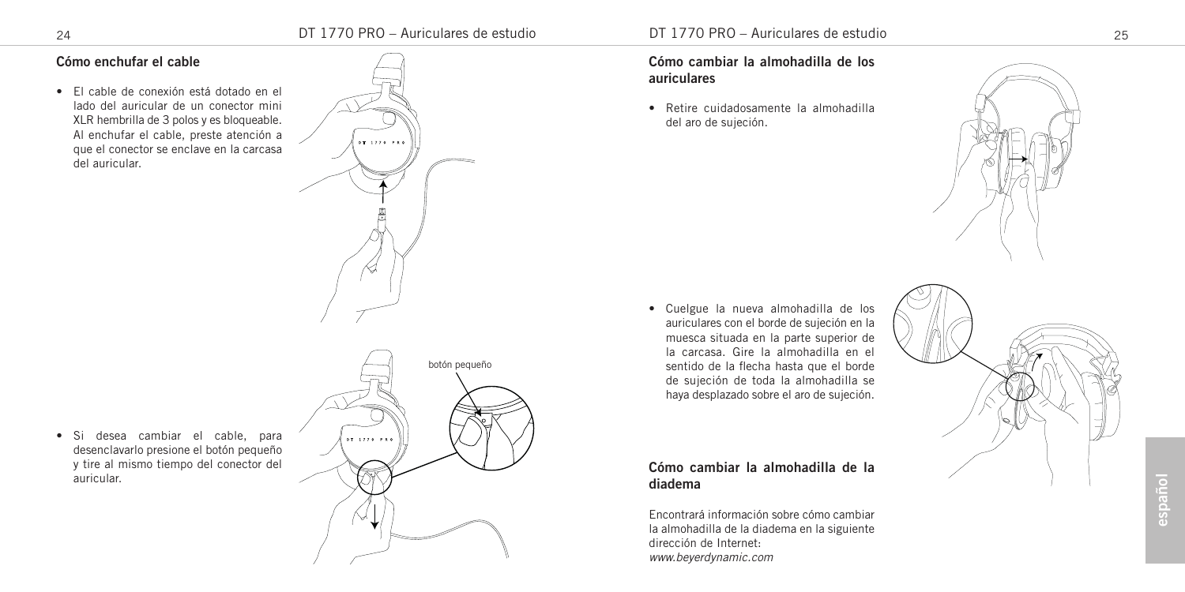## Cómo enchufar el cable

- El cable de conexión está dotado en el lado del auricular de un conector mini XLR hembrilla de 3 polos y es bloqueable. Al enchufar el cable, preste atención a que el conector se enclave en la carcasa del auricular.

botón pequeño

- Si desea cambiar el cable, para desenclavarlo presione el botón pequeño y tire al mismo tiempo del conector del auricular.

## Cómo cambiar la almohadilla de los auriculares

- Retire cuidadosamente la almohadilla del aro de sujeción.

- Cuelgue la nueva almohadilla de los auriculares con el borde de sujeción en la muesca situada en la parte superior de la carcasa. Gire la almohadilla en el sentido de la flecha hasta que el borde de sujeción de toda la almohadilla se haya desplazado sobre el aro de sujeción.

## Cómo cambiar la almohadilla de la diadema

Encontrará información sobre cómo cambiar la almohadilla de la diadema en la siguiente dirección de Internet:
*www.beyerdynamic.com*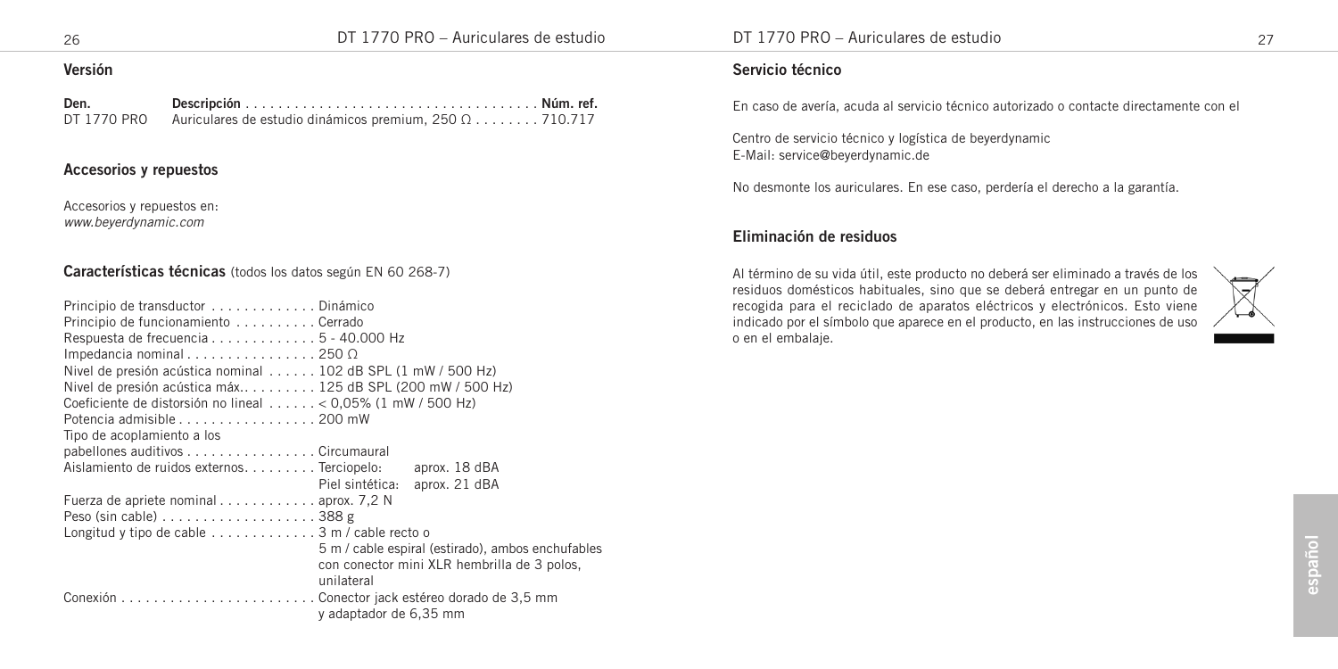## Versión

| Den. | Descripción | Núm. ref. |
|---|---|---|
| DT 1770 PRO | Auriculares de estudio dinámicos premium, 250 Ω | 710.717 |

## Accesorios y repuestos

Accesorios y repuestos en:
*www.beyerdynamic.com*

## Características técnicas (todos los datos según EN 60 268-7)

| | |
|---|---|
| Principio de transductor | Dinámico |
| Principio de funcionamiento | Cerrado |
| Respuesta de frecuencia | 5 - 40.000 Hz |
| Impedancia nominal | 250 Ω |
| Nivel de presión acústica nominal | 102 dB SPL (1 mW / 500 Hz) |
| Nivel de presión acústica máx. | 125 dB SPL (200 mW / 500 Hz) |
| Coeficiente de distorsión no lineal | < 0,05% (1 mW / 500 Hz) |
| Potencia admisible | 200 mW |
| Tipo de acoplamiento a los pabellones auditivos | Circumaural |
| Aislamiento de ruidos externos | Terciopelo: aprox. 18 dBA<br>Piel sintética: aprox. 21 dBA |
| Fuerza de apriete nominal | aprox. 7,2 N |
| Peso (sin cable) | 388 g |
| Longitud y tipo de cable | 3 m / cable recto o 5 m / cable espiral (estirado), ambos enchufables con conector mini XLR hembrilla de 3 polos, unilateral |
| Conexión | Conector jack estéreo dorado de 3,5 mm y adaptador de 6,35 mm |

## Servicio técnico

En caso de avería, acuda al servicio técnico autorizado o contacte directamente con el

Centro de servicio técnico y logística de beyerdynamic
E-Mail: service@beyerdynamic.de

No desmonte los auriculares. En ese caso, perdería el derecho a la garantía.

## Eliminación de residuos

Al término de su vida útil, este producto no deberá ser eliminado a través de los residuos domésticos habituales, sino que se deberá entregar en un punto de recogida para el reciclado de aparatos eléctricos y electrónicos. Esto viene indicado por el símbolo que aparece en el producto, en las instrucciones de uso o en el embalaje.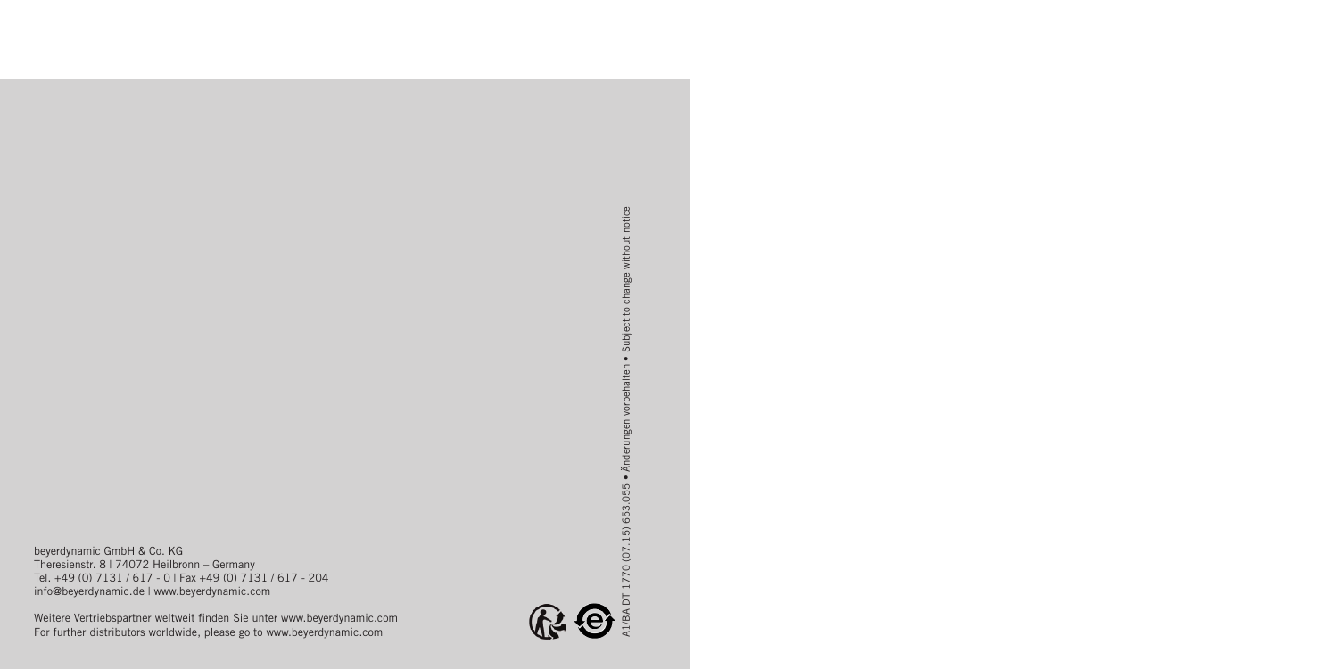beyerdynamic GmbH & Co. KG
Theresienstr. 8 | 74072 Heilbronn – Germany
Tel. +49 (0) 7131 / 617 - 0 | Fax +49 (0) 7131 / 617 - 204
info@beyerdynamic.de | www.beyerdynamic.com

Weitere Vertriebspartner weltweit finden Sie unter www.beyerdynamic.com
For further distributors worldwide, please go to www.beyerdynamic.com

A1/BA DT 1770 (07.15) 653.055 • Änderungen vorbehalten • Subject to change without notice